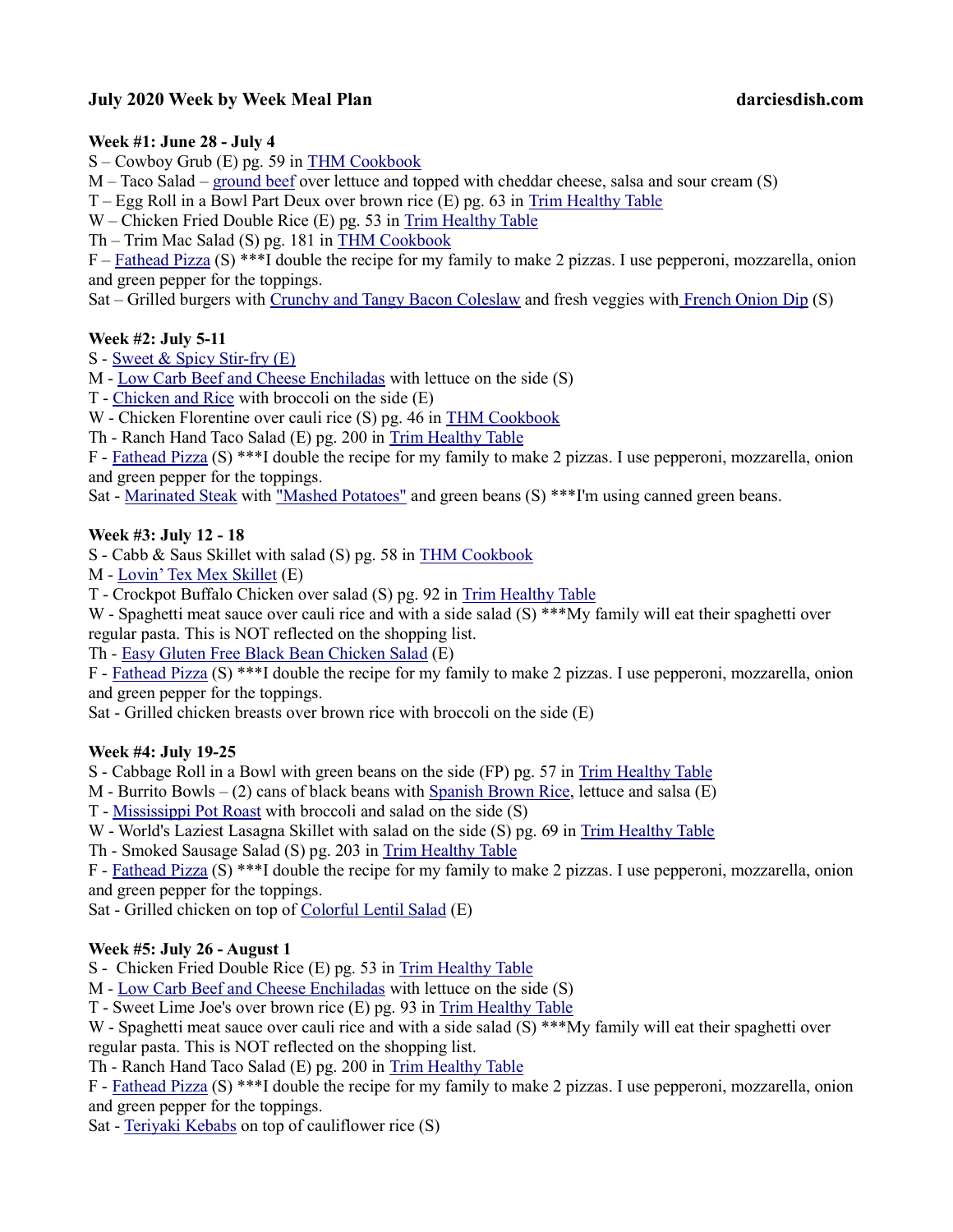# July 2020 Week by Week Meal Plan

darciesdish.com

**Week #1: June 28 - July 4**

S – Cowboy Grub (E) pg. 59 in THM Cookbook
M – Taco Salad – ground beef over lettuce and topped with cheddar cheese, salsa and sour cream (S)
T – Egg Roll in a Bowl Part Deux over brown rice (E) pg. 63 in Trim Healthy Table
W – Chicken Fried Double Rice (E) pg. 53 in Trim Healthy Table
Th – Trim Mac Salad (S) pg. 181 in THM Cookbook
F – Fathead Pizza (S) ***I double the recipe for my family to make 2 pizzas. I use pepperoni, mozzarella, onion and green pepper for the toppings.
Sat – Grilled burgers with Crunchy and Tangy Bacon Coleslaw and fresh veggies with French Onion Dip (S)

**Week #2: July 5-11**

S - Sweet & Spicy Stir-fry (E)
M - Low Carb Beef and Cheese Enchiladas with lettuce on the side (S)
T - Chicken and Rice with broccoli on the side (E)
W - Chicken Florentine over cauli rice (S) pg. 46 in THM Cookbook
Th - Ranch Hand Taco Salad (E) pg. 200 in Trim Healthy Table
F - Fathead Pizza (S) ***I double the recipe for my family to make 2 pizzas. I use pepperoni, mozzarella, onion and green pepper for the toppings.
Sat - Marinated Steak with "Mashed Potatoes" and green beans (S) ***I'm using canned green beans.

**Week #3: July 12 - 18**

S - Cabb & Saus Skillet with salad (S) pg. 58 in THM Cookbook
M - Lovin' Tex Mex Skillet (E)
T - Crockpot Buffalo Chicken over salad (S) pg. 92 in Trim Healthy Table
W - Spaghetti meat sauce over cauli rice and with a side salad (S) ***My family will eat their spaghetti over regular pasta. This is NOT reflected on the shopping list.
Th - Easy Gluten Free Black Bean Chicken Salad (E)
F - Fathead Pizza (S) ***I double the recipe for my family to make 2 pizzas. I use pepperoni, mozzarella, onion and green pepper for the toppings.
Sat - Grilled chicken breasts over brown rice with broccoli on the side (E)

**Week #4: July 19-25**

S - Cabbage Roll in a Bowl with green beans on the side (FP) pg. 57 in Trim Healthy Table
M - Burrito Bowls – (2) cans of black beans with Spanish Brown Rice, lettuce and salsa (E)
T - Mississippi Pot Roast with broccoli and salad on the side (S)
W - World's Laziest Lasagna Skillet with salad on the side (S) pg. 69 in Trim Healthy Table
Th - Smoked Sausage Salad (S) pg. 203 in Trim Healthy Table
F - Fathead Pizza (S) ***I double the recipe for my family to make 2 pizzas. I use pepperoni, mozzarella, onion and green pepper for the toppings.
Sat - Grilled chicken on top of Colorful Lentil Salad (E)

**Week #5: July 26 - August 1**

S - Chicken Fried Double Rice (E) pg. 53 in Trim Healthy Table
M - Low Carb Beef and Cheese Enchiladas with lettuce on the side (S)
T - Sweet Lime Joe's over brown rice (E) pg. 93 in Trim Healthy Table
W - Spaghetti meat sauce over cauli rice and with a side salad (S) ***My family will eat their spaghetti over regular pasta. This is NOT reflected on the shopping list.
Th - Ranch Hand Taco Salad (E) pg. 200 in Trim Healthy Table
F - Fathead Pizza (S) ***I double the recipe for my family to make 2 pizzas. I use pepperoni, mozzarella, onion and green pepper for the toppings.
Sat - Teriyaki Kebabs on top of cauliflower rice (S)